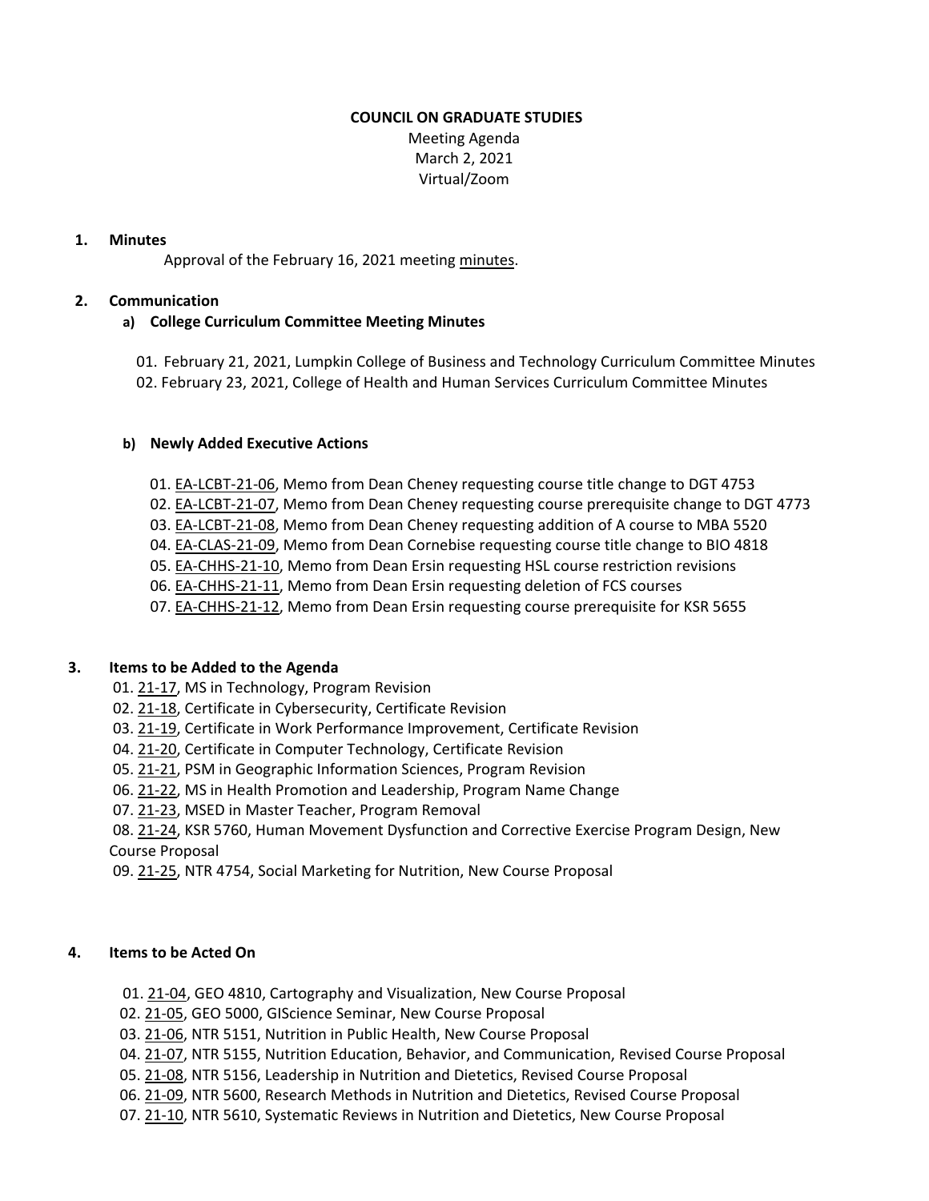# COUNCIL ON GRADUATE STUDIES

Meeting Agenda
March 2, 2021
Virtual/Zoom

## 1. Minutes

Approval of the February 16, 2021 meeting minutes.

## 2. Communication

### a) College Curriculum Committee Meeting Minutes

01. February 21, 2021, Lumpkin College of Business and Technology Curriculum Committee Minutes
02. February 23, 2021, College of Health and Human Services Curriculum Committee Minutes

### b) Newly Added Executive Actions

01. EA-LCBT-21-06, Memo from Dean Cheney requesting course title change to DGT 4753
02. EA-LCBT-21-07, Memo from Dean Cheney requesting course prerequisite change to DGT 4773
03. EA-LCBT-21-08, Memo from Dean Cheney requesting addition of A course to MBA 5520
04. EA-CLAS-21-09, Memo from Dean Cornebise requesting course title change to BIO 4818
05. EA-CHHS-21-10, Memo from Dean Ersin requesting HSL course restriction revisions
06. EA-CHHS-21-11, Memo from Dean Ersin requesting deletion of FCS courses
07. EA-CHHS-21-12, Memo from Dean Ersin requesting course prerequisite for KSR 5655

## 3. Items to be Added to the Agenda

01. 21-17, MS in Technology, Program Revision
02. 21-18, Certificate in Cybersecurity, Certificate Revision
03. 21-19, Certificate in Work Performance Improvement, Certificate Revision
04. 21-20, Certificate in Computer Technology, Certificate Revision
05. 21-21, PSM in Geographic Information Sciences, Program Revision
06. 21-22, MS in Health Promotion and Leadership, Program Name Change
07. 21-23, MSED in Master Teacher, Program Removal
08. 21-24, KSR 5760, Human Movement Dysfunction and Corrective Exercise Program Design, New Course Proposal
09. 21-25, NTR 4754, Social Marketing for Nutrition, New Course Proposal

## 4. Items to be Acted On

01. 21-04, GEO 4810, Cartography and Visualization, New Course Proposal
02. 21-05, GEO 5000, GIScience Seminar, New Course Proposal
03. 21-06, NTR 5151, Nutrition in Public Health, New Course Proposal
04. 21-07, NTR 5155, Nutrition Education, Behavior, and Communication, Revised Course Proposal
05. 21-08, NTR 5156, Leadership in Nutrition and Dietetics, Revised Course Proposal
06. 21-09, NTR 5600, Research Methods in Nutrition and Dietetics, Revised Course Proposal
07. 21-10, NTR 5610, Systematic Reviews in Nutrition and Dietetics, New Course Proposal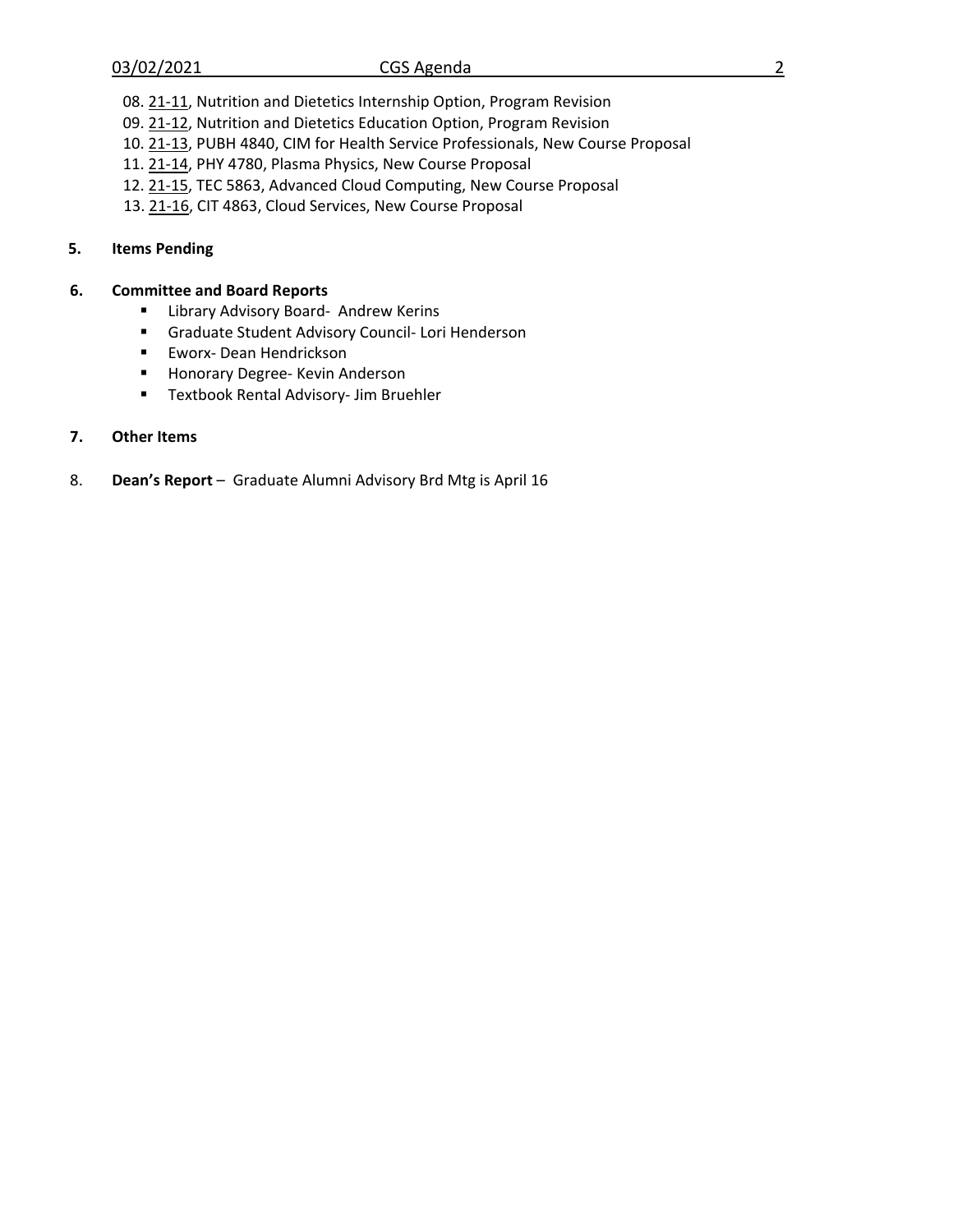08. 21-11, Nutrition and Dietetics Internship Option, Program Revision
09. 21-12, Nutrition and Dietetics Education Option, Program Revision
10. 21-13, PUBH 4840, CIM for Health Service Professionals, New Course Proposal
11. 21-14, PHY 4780, Plasma Physics, New Course Proposal
12. 21-15, TEC 5863, Advanced Cloud Computing, New Course Proposal
13. 21-16, CIT 4863, Cloud Services, New Course Proposal

**5. Items Pending**

**6. Committee and Board Reports**

- Library Advisory Board- Andrew Kerins
- Graduate Student Advisory Council- Lori Henderson
- Eworx- Dean Hendrickson
- Honorary Degree- Kevin Anderson
- Textbook Rental Advisory- Jim Bruehler

**7. Other Items**

8. **Dean's Report** – Graduate Alumni Advisory Brd Mtg is April 16